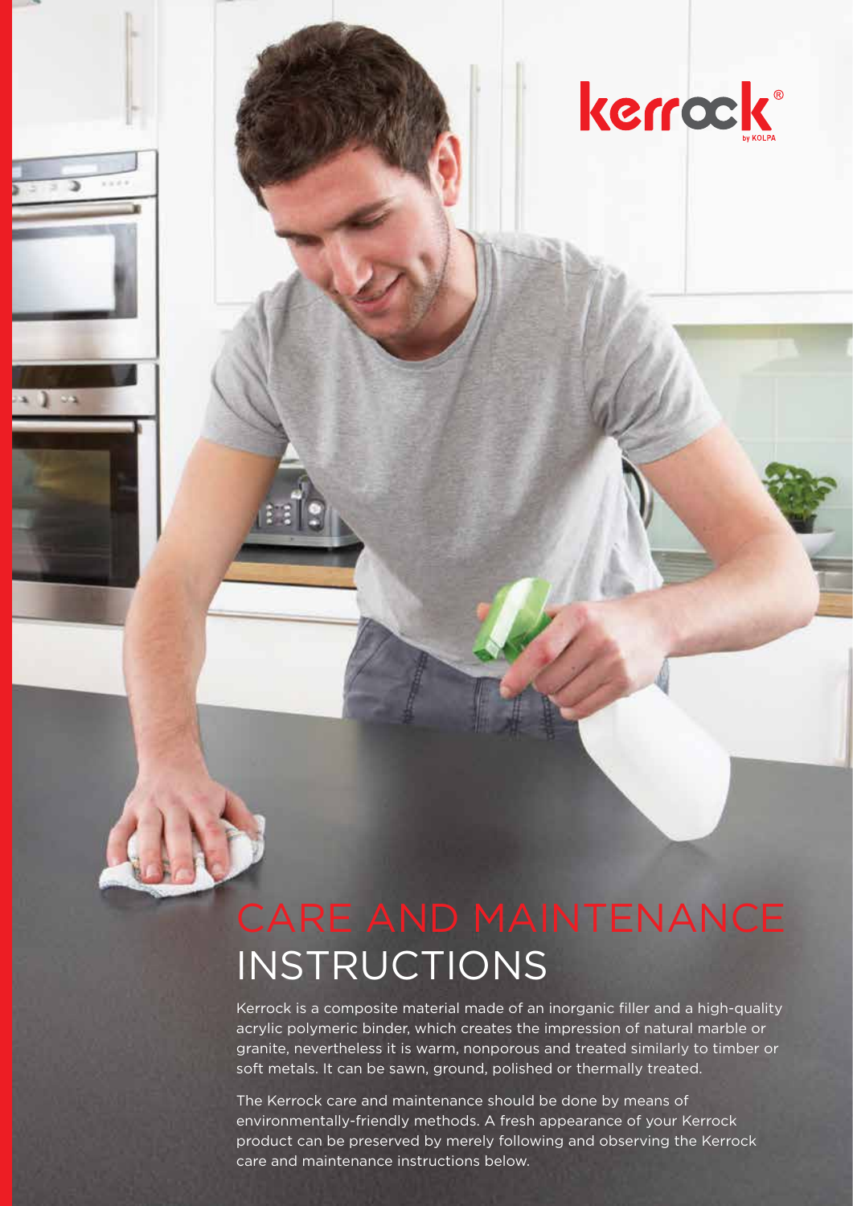kerrock®
by KOLPA

# CARE AND MAINTENANCE INSTRUCTIONS

Kerrock is a composite material made of an inorganic filler and a high-quality acrylic polymeric binder, which creates the impression of natural marble or granite, nevertheless it is warm, nonporous and treated similarly to timber or soft metals. It can be sawn, ground, polished or thermally treated.

The Kerrock care and maintenance should be done by means of environmentally-friendly methods. A fresh appearance of your Kerrock product can be preserved by merely following and observing the Kerrock care and maintenance instructions below.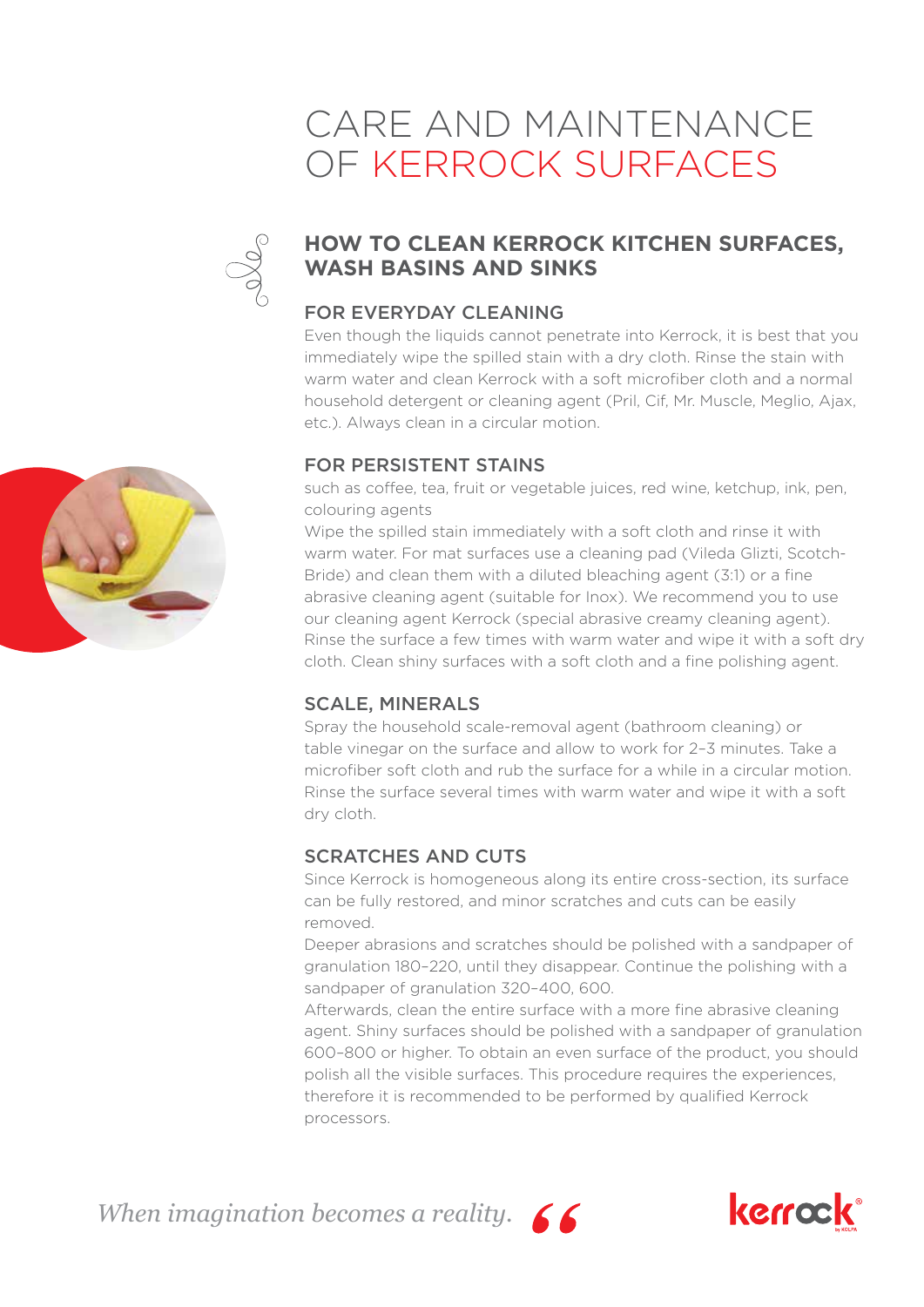# CARE AND MAINTENANCE OF KERROCK SURFACES

## HOW TO CLEAN KERROCK KITCHEN SURFACES, WASH BASINS AND SINKS

### FOR EVERYDAY CLEANING

Even though the liquids cannot penetrate into Kerrock, it is best that you immediately wipe the spilled stain with a dry cloth. Rinse the stain with warm water and clean Kerrock with a soft microfiber cloth and a normal household detergent or cleaning agent (Pril, Cif, Mr. Muscle, Meglio, Ajax, etc.). Always clean in a circular motion.

### FOR PERSISTENT STAINS

such as coffee, tea, fruit or vegetable juices, red wine, ketchup, ink, pen, colouring agents

Wipe the spilled stain immediately with a soft cloth and rinse it with warm water. For mat surfaces use a cleaning pad (Vileda Glizti, Scotch-Bride) and clean them with a diluted bleaching agent (3:1) or a fine abrasive cleaning agent (suitable for Inox). We recommend you to use our cleaning agent Kerrock (special abrasive creamy cleaning agent). Rinse the surface a few times with warm water and wipe it with a soft dry cloth. Clean shiny surfaces with a soft cloth and a fine polishing agent.

### SCALE, MINERALS

Spray the household scale-removal agent (bathroom cleaning) or table vinegar on the surface and allow to work for 2–3 minutes. Take a microfiber soft cloth and rub the surface for a while in a circular motion. Rinse the surface several times with warm water and wipe it with a soft dry cloth.

### SCRATCHES AND CUTS

Since Kerrock is homogeneous along its entire cross-section, its surface can be fully restored, and minor scratches and cuts can be easily removed.

Deeper abrasions and scratches should be polished with a sandpaper of granulation 180–220, until they disappear. Continue the polishing with a sandpaper of granulation 320–400, 600.

Afterwards, clean the entire surface with a more fine abrasive cleaning agent. Shiny surfaces should be polished with a sandpaper of granulation 600–800 or higher. To obtain an even surface of the product, you should polish all the visible surfaces. This procedure requires the experiences, therefore it is recommended to be performed by qualified Kerrock processors.

*When imagination becomes a reality.*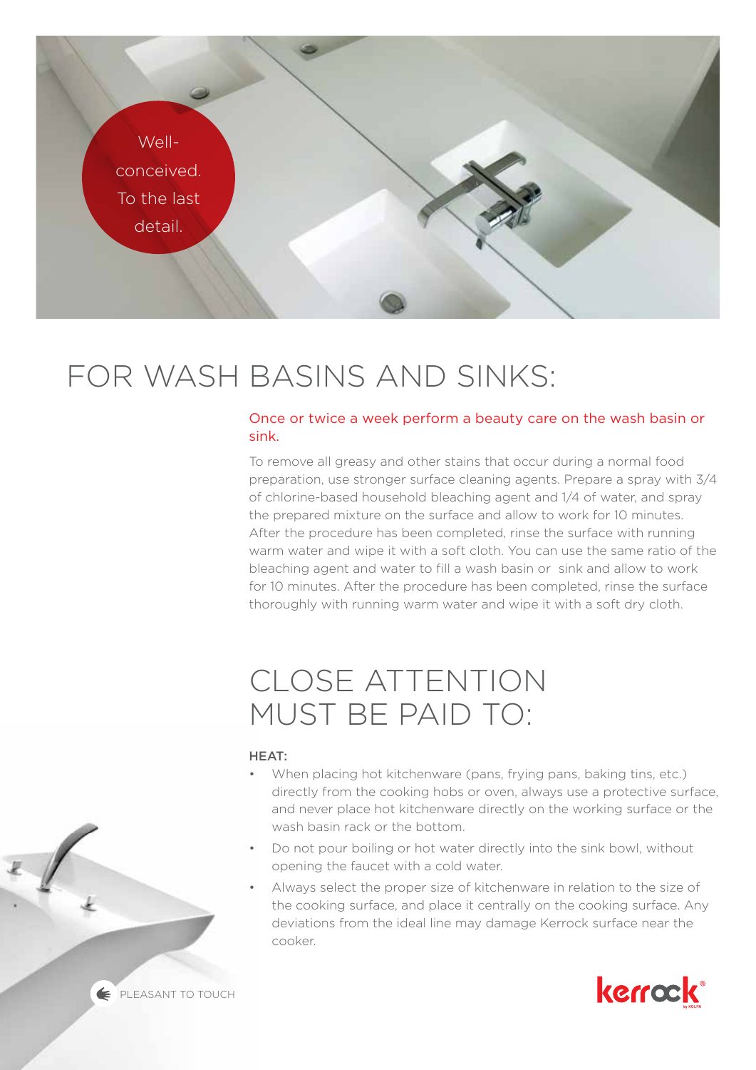Well-conceived. To the last detail.

# FOR WASH BASINS AND SINKS:

Once or twice a week perform a beauty care on the wash basin or sink.

To remove all greasy and other stains that occur during a normal food preparation, use stronger surface cleaning agents. Prepare a spray with 3/4 of chlorine-based household bleaching agent and 1/4 of water, and spray the prepared mixture on the surface and allow to work for 10 minutes. After the procedure has been completed, rinse the surface with running warm water and wipe it with a soft cloth. You can use the same ratio of the bleaching agent and water to fill a wash basin or sink and allow to work for 10 minutes. After the procedure has been completed, rinse the surface thoroughly with running warm water and wipe it with a soft dry cloth.

# CLOSE ATTENTION MUST BE PAID TO:

### HEAT:

- When placing hot kitchenware (pans, frying pans, baking tins, etc.) directly from the cooking hobs or oven, always use a protective surface, and never place hot kitchenware directly on the working surface or the wash basin rack or the bottom.
- Do not pour boiling or hot water directly into the sink bowl, without opening the faucet with a cold water.
- Always select the proper size of kitchenware in relation to the size of the cooking surface, and place it centrally on the cooking surface. Any deviations from the ideal line may damage Kerrock surface near the cooker.

PLEASANT TO TOUCH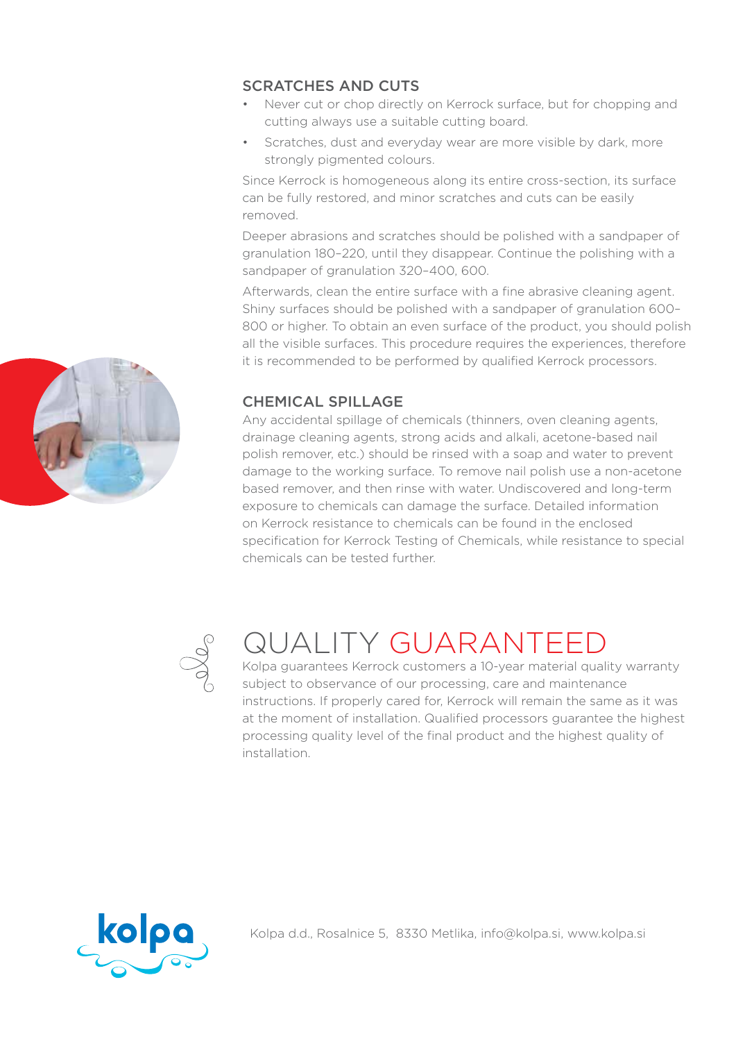## SCRATCHES AND CUTS

- Never cut or chop directly on Kerrock surface, but for chopping and cutting always use a suitable cutting board.
- Scratches, dust and everyday wear are more visible by dark, more strongly pigmented colours.

Since Kerrock is homogeneous along its entire cross-section, its surface can be fully restored, and minor scratches and cuts can be easily removed.

Deeper abrasions and scratches should be polished with a sandpaper of granulation 180–220, until they disappear. Continue the polishing with a sandpaper of granulation 320–400, 600.

Afterwards, clean the entire surface with a fine abrasive cleaning agent. Shiny surfaces should be polished with a sandpaper of granulation 600–800 or higher. To obtain an even surface of the product, you should polish all the visible surfaces. This procedure requires the experiences, therefore it is recommended to be performed by qualified Kerrock processors.

## CHEMICAL SPILLAGE

Any accidental spillage of chemicals (thinners, oven cleaning agents, drainage cleaning agents, strong acids and alkali, acetone-based nail polish remover, etc.) should be rinsed with a soap and water to prevent damage to the working surface. To remove nail polish use a non-acetone based remover, and then rinse with water. Undiscovered and long-term exposure to chemicals can damage the surface. Detailed information on Kerrock resistance to chemicals can be found in the enclosed specification for Kerrock Testing of Chemicals, while resistance to special chemicals can be tested further.

# QUALITY GUARANTEED

Kolpa guarantees Kerrock customers a 10-year material quality warranty subject to observance of our processing, care and maintenance instructions. If properly cared for, Kerrock will remain the same as it was at the moment of installation. Qualified processors guarantee the highest processing quality level of the final product and the highest quality of installation.

Kolpa d.d., Rosalnice 5, 8330 Metlika, info@kolpa.si, www.kolpa.si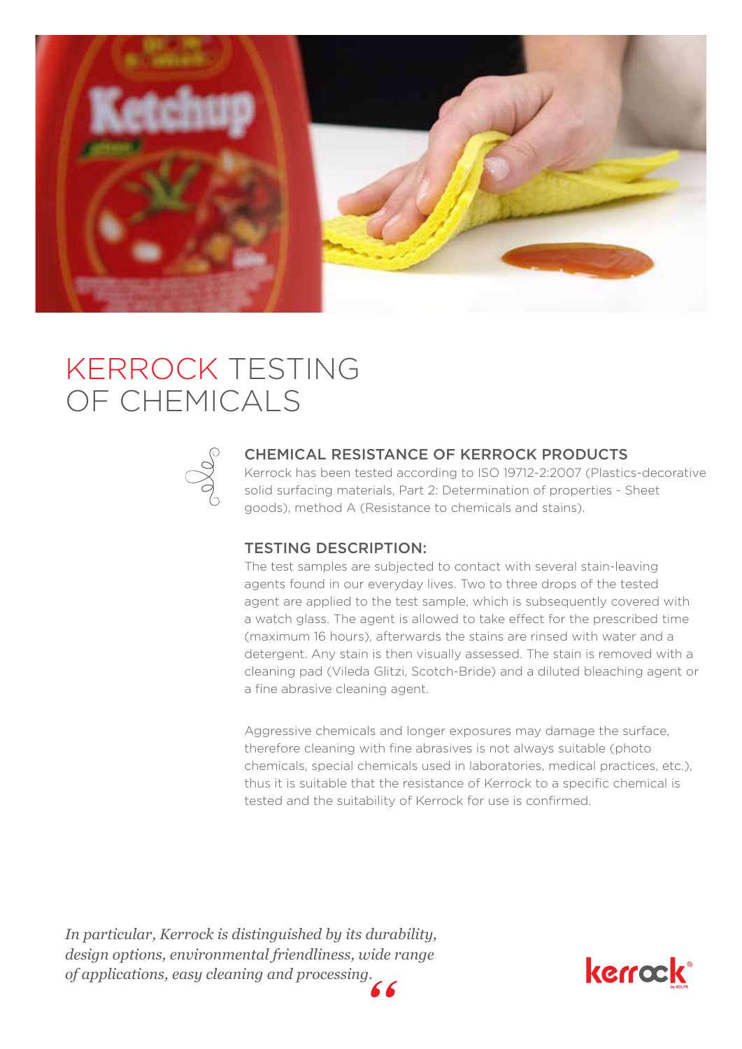# KERROCK TESTING OF CHEMICALS

## CHEMICAL RESISTANCE OF KERROCK PRODUCTS

Kerrock has been tested according to ISO 19712-2:2007 (Plastics-decorative solid surfacing materials, Part 2: Determination of properties - Sheet goods), method A (Resistance to chemicals and stains).

## TESTING DESCRIPTION:

The test samples are subjected to contact with several stain-leaving agents found in our everyday lives. Two to three drops of the tested agent are applied to the test sample, which is subsequently covered with a watch glass. The agent is allowed to take effect for the prescribed time (maximum 16 hours), afterwards the stains are rinsed with water and a detergent. Any stain is then visually assessed. The stain is removed with a cleaning pad (Vileda Glitzi, Scotch-Bride) and a diluted bleaching agent or a fine abrasive cleaning agent.

Aggressive chemicals and longer exposures may damage the surface, therefore cleaning with fine abrasives is not always suitable (photo chemicals, special chemicals used in laboratories, medical practices, etc.), thus it is suitable that the resistance of Kerrock to a specific chemical is tested and the suitability of Kerrock for use is confirmed.

*In particular, Kerrock is distinguished by its durability, design options, environmental friendliness, wide range of applications, easy cleaning and processing.*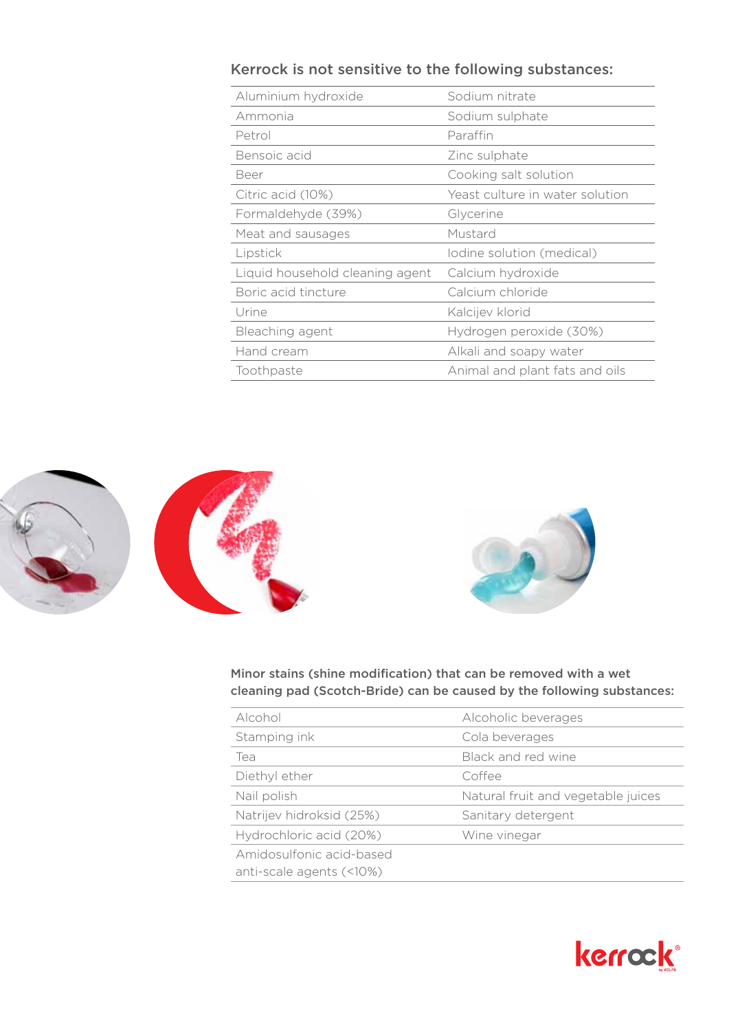### Kerrock is not sensitive to the following substances:

| | |
|---|---|
| Aluminium hydroxide | Sodium nitrate |
| Ammonia | Sodium sulphate |
| Petrol | Paraffin |
| Bensoic acid | Zinc sulphate |
| Beer | Cooking salt solution |
| Citric acid (10%) | Yeast culture in water solution |
| Formaldehyde (39%) | Glycerine |
| Meat and sausages | Mustard |
| Lipstick | Iodine solution (medical) |
| Liquid household cleaning agent | Calcium hydroxide |
| Boric acid tincture | Calcium chloride |
| Urine | Kalcijev klorid |
| Bleaching agent | Hydrogen peroxide (30%) |
| Hand cream | Alkali and soapy water |
| Toothpaste | Animal and plant fats and oils |

**Minor stains (shine modification) that can be removed with a wet cleaning pad (Scotch-Bride) can be caused by the following substances:**

| | |
|---|---|
| Alcohol | Alcoholic beverages |
| Stamping ink | Cola beverages |
| Tea | Black and red wine |
| Diethyl ether | Coffee |
| Nail polish | Natural fruit and vegetable juices |
| Natrijev hidroksid (25%) | Sanitary detergent |
| Hydrochloric acid (20%) | Wine vinegar |
| Amidosulfonic acid-based anti-scale agents (<10%) | |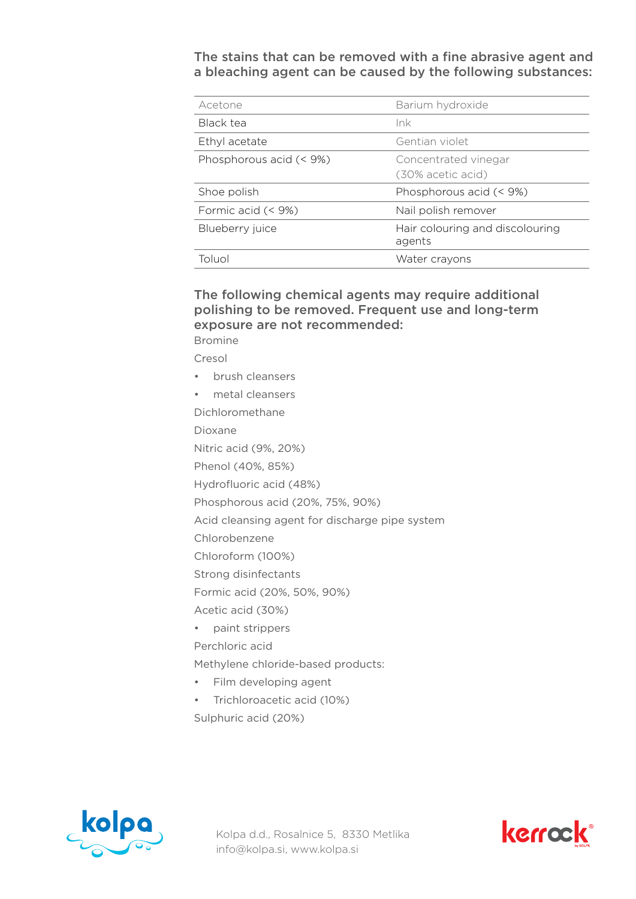## The stains that can be removed with a fine abrasive agent and a bleaching agent can be caused by the following substances:

| | |
|---|---|
| Acetone | Barium hydroxide |
| Black tea | Ink |
| Ethyl acetate | Gentian violet |
| Phosphorous acid (< 9%) | Concentrated vinegar (30% acetic acid) |
| Shoe polish | Phosphorous acid (< 9%) |
| Formic acid (< 9%) | Nail polish remover |
| Blueberry juice | Hair colouring and discolouring agents |
| Toluol | Water crayons |

## The following chemical agents may require additional polishing to be removed. Frequent use and long-term exposure are not recommended:

Bromine

Cresol

- brush cleansers
- metal cleansers

Dichloromethane

Dioxane

Nitric acid (9%, 20%)

Phenol (40%, 85%)

Hydrofluoric acid (48%)

Phosphorous acid (20%, 75%, 90%)

Acid cleansing agent for discharge pipe system

Chlorobenzene

Chloroform (100%)

Strong disinfectants

Formic acid (20%, 50%, 90%)

Acetic acid (30%)

- paint strippers

Perchloric acid

Methylene chloride-based products:

- Film developing agent
- Trichloroacetic acid (10%)

Sulphuric acid (20%)

Kolpa d.d., Rosalnice 5, 8330 Metlika
info@kolpa.si, www.kolpa.si